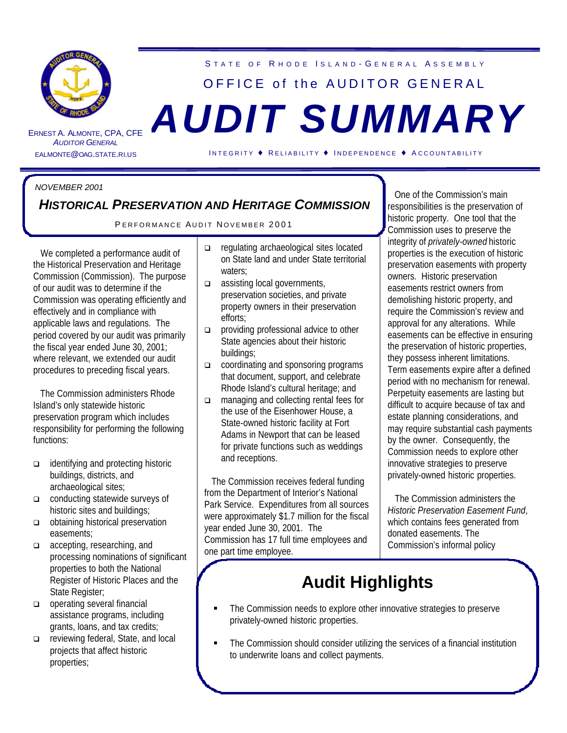STATE OF RHODE ISLAND-GENERAL ASSEMBLY

OFFICE of the AUDITOR GENERAL

# AUDIT SUMMARY

ERNEST A. ALMONTE, CPA, CFE
*AUDITOR GENERAL*
EALMONTE@OAG.STATE.RI.US

INTEGRITY ♦ RELIABILITY ♦ INDEPENDENCE ♦ ACCOUNTABILITY

*NOVEMBER 2001*

## *HISTORICAL PRESERVATION AND HERITAGE COMMISSION*

PERFORMANCE AUDIT NOVEMBER 2001

We completed a performance audit of the Historical Preservation and Heritage Commission (Commission). The purpose of our audit was to determine if the Commission was operating efficiently and effectively and in compliance with applicable laws and regulations. The period covered by our audit was primarily the fiscal year ended June 30, 2001; where relevant, we extended our audit procedures to preceding fiscal years.

The Commission administers Rhode Island's only statewide historic preservation program which includes responsibility for performing the following functions:

- identifying and protecting historic buildings, districts, and archaeological sites;
- conducting statewide surveys of historic sites and buildings;
- obtaining historical preservation easements;
- accepting, researching, and processing nominations of significant properties to both the National Register of Historic Places and the State Register;
- operating several financial assistance programs, including grants, loans, and tax credits;
- reviewing federal, State, and local projects that affect historic properties;
- regulating archaeological sites located on State land and under State territorial waters;
- assisting local governments, preservation societies, and private property owners in their preservation efforts;
- providing professional advice to other State agencies about their historic buildings;
- coordinating and sponsoring programs that document, support, and celebrate Rhode Island's cultural heritage; and
- managing and collecting rental fees for the use of the Eisenhower House, a State-owned historic facility at Fort Adams in Newport that can be leased for private functions such as weddings and receptions.

The Commission receives federal funding from the Department of Interior's National Park Service. Expenditures from all sources were approximately $1.7 million for the fiscal year ended June 30, 2001. The Commission has 17 full time employees and one part time employee.

One of the Commission's main responsibilities is the preservation of historic property. One tool that the Commission uses to preserve the integrity of *privately-owned* historic properties is the execution of historic preservation easements with property owners. Historic preservation easements restrict owners from demolishing historic property, and require the Commission's review and approval for any alterations. While easements can be effective in ensuring the preservation of historic properties, they possess inherent limitations. Term easements expire after a defined period with no mechanism for renewal. Perpetuity easements are lasting but difficult to acquire because of tax and estate planning considerations, and may require substantial cash payments by the owner. Consequently, the Commission needs to explore other innovative strategies to preserve privately-owned historic properties.

The Commission administers the *Historic Preservation Easement Fund*, which contains fees generated from donated easements. The Commission's informal policy

## Audit Highlights

- The Commission needs to explore other innovative strategies to preserve privately-owned historic properties.
- The Commission should consider utilizing the services of a financial institution to underwrite loans and collect payments.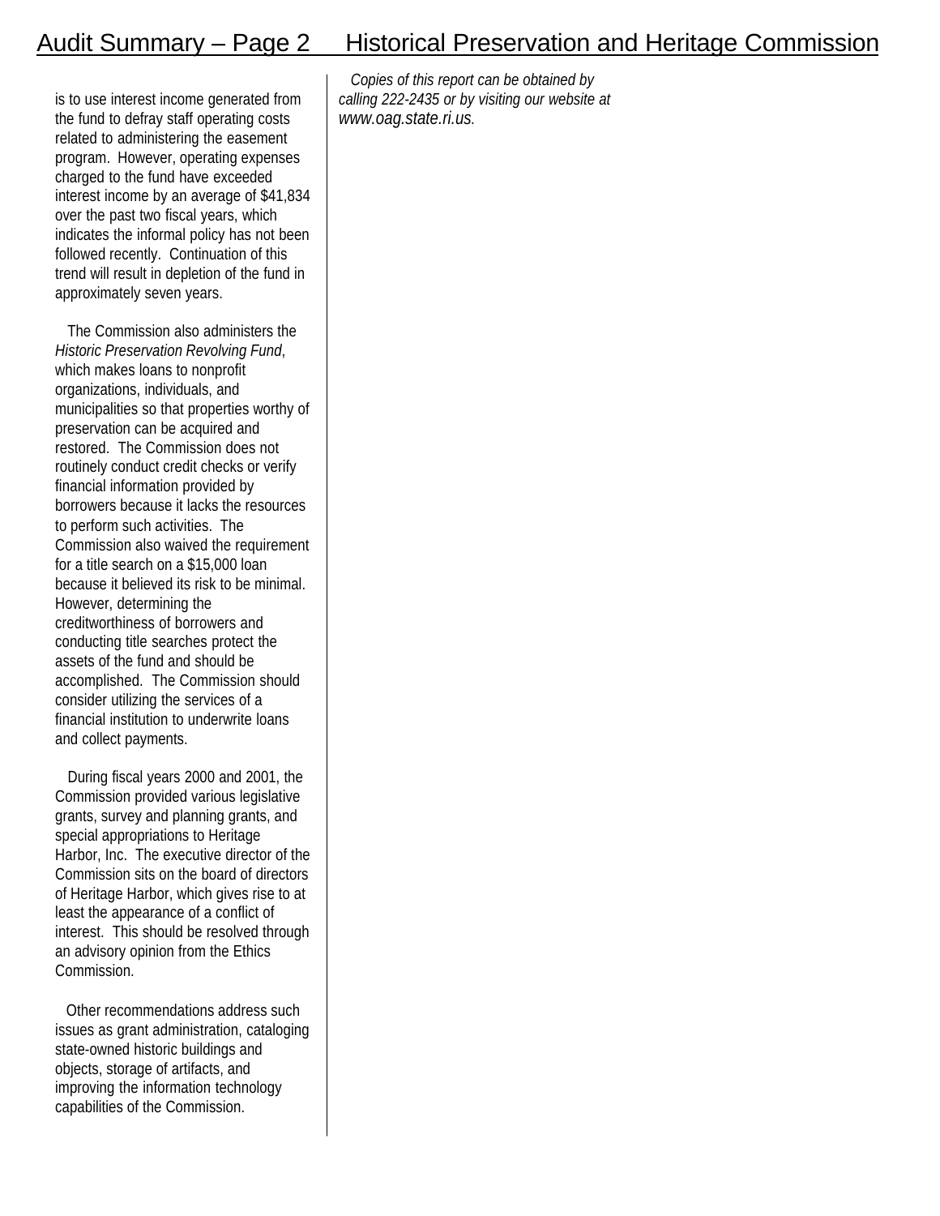is to use interest income generated from the fund to defray staff operating costs related to administering the easement program. However, operating expenses charged to the fund have exceeded interest income by an average of $41,834 over the past two fiscal years, which indicates the informal policy has not been followed recently. Continuation of this trend will result in depletion of the fund in approximately seven years.

The Commission also administers the *Historic Preservation Revolving Fund*, which makes loans to nonprofit organizations, individuals, and municipalities so that properties worthy of preservation can be acquired and restored. The Commission does not routinely conduct credit checks or verify financial information provided by borrowers because it lacks the resources to perform such activities. The Commission also waived the requirement for a title search on a $15,000 loan because it believed its risk to be minimal. However, determining the creditworthiness of borrowers and conducting title searches protect the assets of the fund and should be accomplished. The Commission should consider utilizing the services of a financial institution to underwrite loans and collect payments.

During fiscal years 2000 and 2001, the Commission provided various legislative grants, survey and planning grants, and special appropriations to Heritage Harbor, Inc. The executive director of the Commission sits on the board of directors of Heritage Harbor, which gives rise to at least the appearance of a conflict of interest. This should be resolved through an advisory opinion from the Ethics Commission.

Other recommendations address such issues as grant administration, cataloging state-owned historic buildings and objects, storage of artifacts, and improving the information technology capabilities of the Commission.

*Copies of this report can be obtained by calling 222-2435 or by visiting our website at www.oag.state.ri.us.*